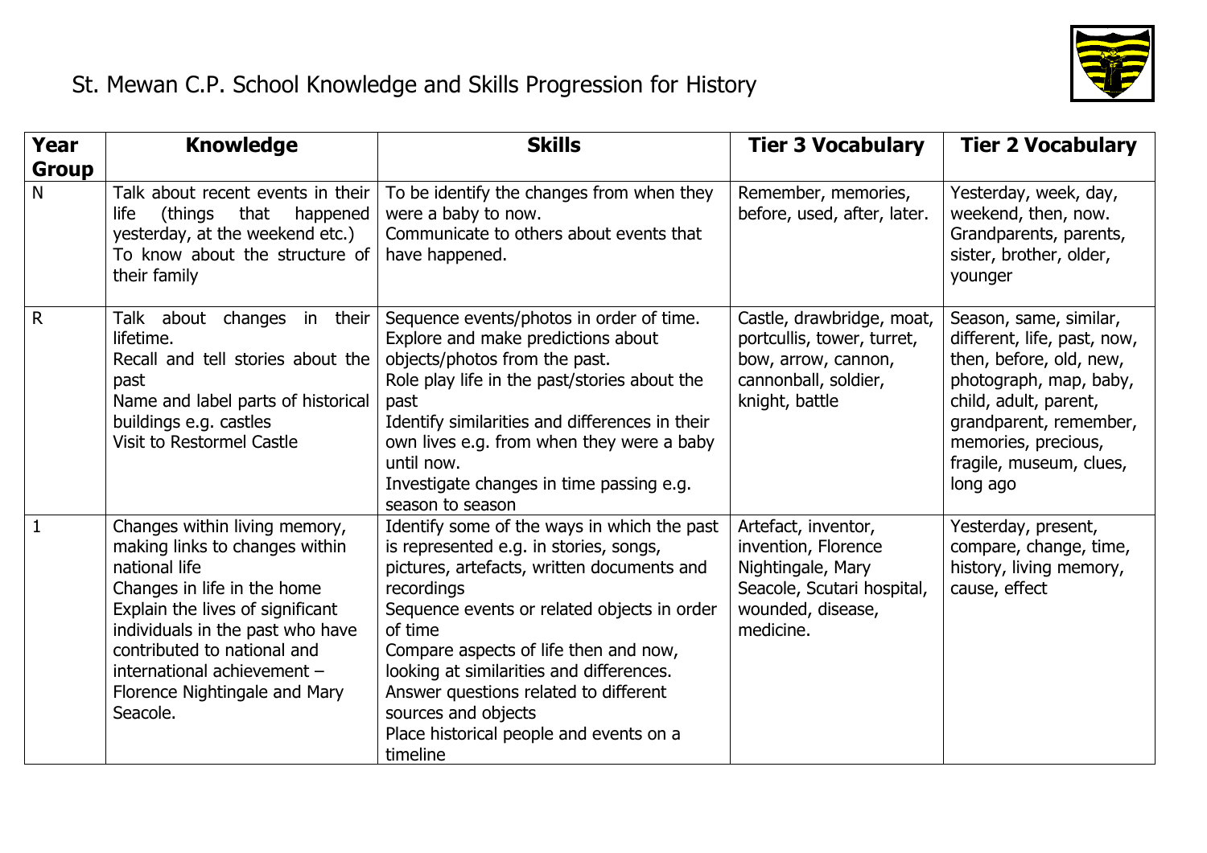# St. Mewan C.P. School Knowledge and Skills Progression for History

| Year Group | Knowledge | Skills | Tier 3 Vocabulary | Tier 2 Vocabulary |
|---|---|---|---|---|
| N | Talk about recent events in their life (things that happened yesterday, at the weekend etc.)<br>To know about the structure of their family | To be identify the changes from when they were a baby to now.<br>Communicate to others about events that have happened. | Remember, memories, before, used, after, later. | Yesterday, week, day, weekend, then, now.<br>Grandparents, parents, sister, brother, older, younger |
| R | Talk about changes in their lifetime.<br>Recall and tell stories about the past<br>Name and label parts of historical buildings e.g. castles<br>Visit to Restormel Castle | Sequence events/photos in order of time.<br>Explore and make predictions about objects/photos from the past.<br>Role play life in the past/stories about the past<br>Identify similarities and differences in their own lives e.g. from when they were a baby until now.<br>Investigate changes in time passing e.g. season to season | Castle, drawbridge, moat, portcullis, tower, turret, bow, arrow, cannon, cannonball, soldier, knight, battle | Season, same, similar, different, life, past, now, then, before, old, new, photograph, map, baby, child, adult, parent, grandparent, remember, memories, precious, fragile, museum, clues, long ago |
| 1 | Changes within living memory, making links to changes within national life<br>Changes in life in the home<br>Explain the lives of significant individuals in the past who have contributed to national and international achievement – Florence Nightingale and Mary Seacole. | Identify some of the ways in which the past is represented e.g. in stories, songs, pictures, artefacts, written documents and recordings<br>Sequence events or related objects in order of time<br>Compare aspects of life then and now, looking at similarities and differences.<br>Answer questions related to different sources and objects<br>Place historical people and events on a timeline | Artefact, inventor, invention, Florence Nightingale, Mary Seacole, Scutari hospital, wounded, disease, medicine. | Yesterday, present, compare, change, time, history, living memory, cause, effect |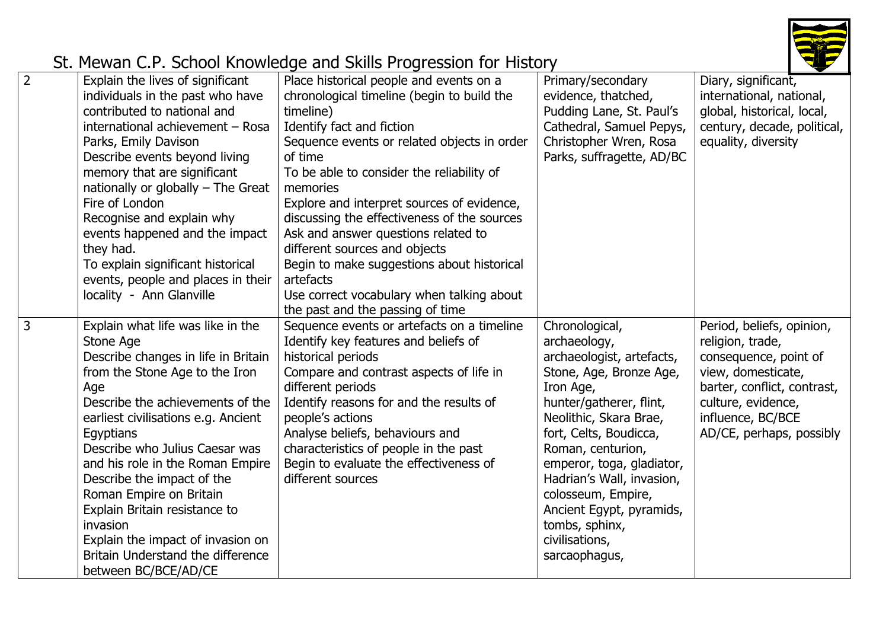# St. Mewan C.P. School Knowledge and Skills Progression for History

| | | | | |
|---|---|---|---|---|
| 2 | Explain the lives of significant individuals in the past who have contributed to national and international achievement – Rosa Parks, Emily Davison<br>Describe events beyond living memory that are significant nationally or globally – The Great Fire of London<br>Recognise and explain why events happened and the impact they had.<br>To explain significant historical events, people and places in their locality - Ann Glanville | Place historical people and events on a chronological timeline (begin to build the timeline)<br>Identify fact and fiction<br>Sequence events or related objects in order of time<br>To be able to consider the reliability of memories<br>Explore and interpret sources of evidence, discussing the effectiveness of the sources<br>Ask and answer questions related to different sources and objects<br>Begin to make suggestions about historical artefacts<br>Use correct vocabulary when talking about the past and the passing of time | Primary/secondary evidence, thatched, Pudding Lane, St. Paul's Cathedral, Samuel Pepys, Christopher Wren, Rosa Parks, suffragette, AD/BC | Diary, significant, international, national, global, historical, local, century, decade, political, equality, diversity |
| 3 | Explain what life was like in the Stone Age<br>Describe changes in life in Britain from the Stone Age to the Iron Age<br>Describe the achievements of the earliest civilisations e.g. Ancient Egyptians<br>Describe who Julius Caesar was and his role in the Roman Empire<br>Describe the impact of the Roman Empire on Britain<br>Explain Britain resistance to invasion<br>Explain the impact of invasion on Britain Understand the difference between BC/BCE/AD/CE | Sequence events or artefacts on a timeline<br>Identify key features and beliefs of historical periods<br>Compare and contrast aspects of life in different periods<br>Identify reasons for and the results of people's actions<br>Analyse beliefs, behaviours and characteristics of people in the past<br>Begin to evaluate the effectiveness of different sources | Chronological, archaeology, archaeologist, artefacts, Stone, Age, Bronze Age, Iron Age, hunter/gatherer, flint, Neolithic, Skara Brae, fort, Celts, Boudicca, Roman, centurion, emperor, toga, gladiator, Hadrian's Wall, invasion, colosseum, Empire, Ancient Egypt, pyramids, tombs, sphinx, civilisations, sarcaophagus, | Period, beliefs, opinion, religion, trade, consequence, point of view, domesticate, barter, conflict, contrast, culture, evidence, influence, BC/BCE AD/CE, perhaps, possibly |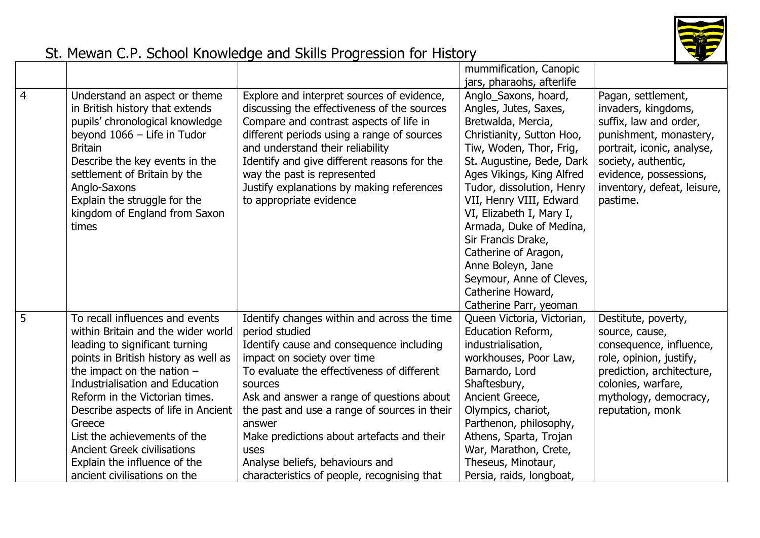# St. Mewan C.P. School Knowledge and Skills Progression for History

| | | | | |
|---|---|---|---|---|
| | | | mummification, Canopic jars, pharaohs, afterlife | |
| 4 | Understand an aspect or theme in British history that extends pupils' chronological knowledge beyond 1066 – Life in Tudor Britain<br>Describe the key events in the settlement of Britain by the Anglo-Saxons<br>Explain the struggle for the kingdom of England from Saxon times | Explore and interpret sources of evidence, discussing the effectiveness of the sources<br>Compare and contrast aspects of life in different periods using a range of sources and understand their reliability<br>Identify and give different reasons for the way the past is represented<br>Justify explanations by making references to appropriate evidence | Anglo_Saxons, hoard, Angles, Jutes, Saxes, Bretwalda, Mercia, Christianity, Sutton Hoo, Tiw, Woden, Thor, Frig, St. Augustine, Bede, Dark Ages Vikings, King Alfred Tudor, dissolution, Henry VII, Henry VIII, Edward VI, Elizabeth I, Mary I, Armada, Duke of Medina, Sir Francis Drake, Catherine of Aragon, Anne Boleyn, Jane Seymour, Anne of Cleves, Catherine Howard, Catherine Parr, yeoman | Pagan, settlement, invaders, kingdoms, suffix, law and order, punishment, monastery, portrait, iconic, analyse, society, authentic, evidence, possessions, inventory, defeat, leisure, pastime. |
| 5 | To recall influences and events within Britain and the wider world leading to significant turning points in British history as well as the impact on the nation – Industrialisation and Education Reform in the Victorian times.<br>Describe aspects of life in Ancient Greece<br>List the achievements of the Ancient Greek civilisations<br>Explain the influence of the ancient civilisations on the | Identify changes within and across the time period studied<br>Identify cause and consequence including impact on society over time<br>To evaluate the effectiveness of different sources<br>Ask and answer a range of questions about the past and use a range of sources in their answer<br>Make predictions about artefacts and their uses<br>Analyse beliefs, behaviours and characteristics of people, recognising that | Queen Victoria, Victorian, Education Reform, industrialisation, workhouses, Poor Law, Barnardo, Lord Shaftesbury, Ancient Greece, Olympics, chariot, Parthenon, philosophy, Athens, Sparta, Trojan War, Marathon, Crete, Theseus, Minotaur, Persia, raids, longboat, | Destitute, poverty, source, cause, consequence, influence, role, opinion, justify, prediction, architecture, colonies, warfare, mythology, democracy, reputation, monk |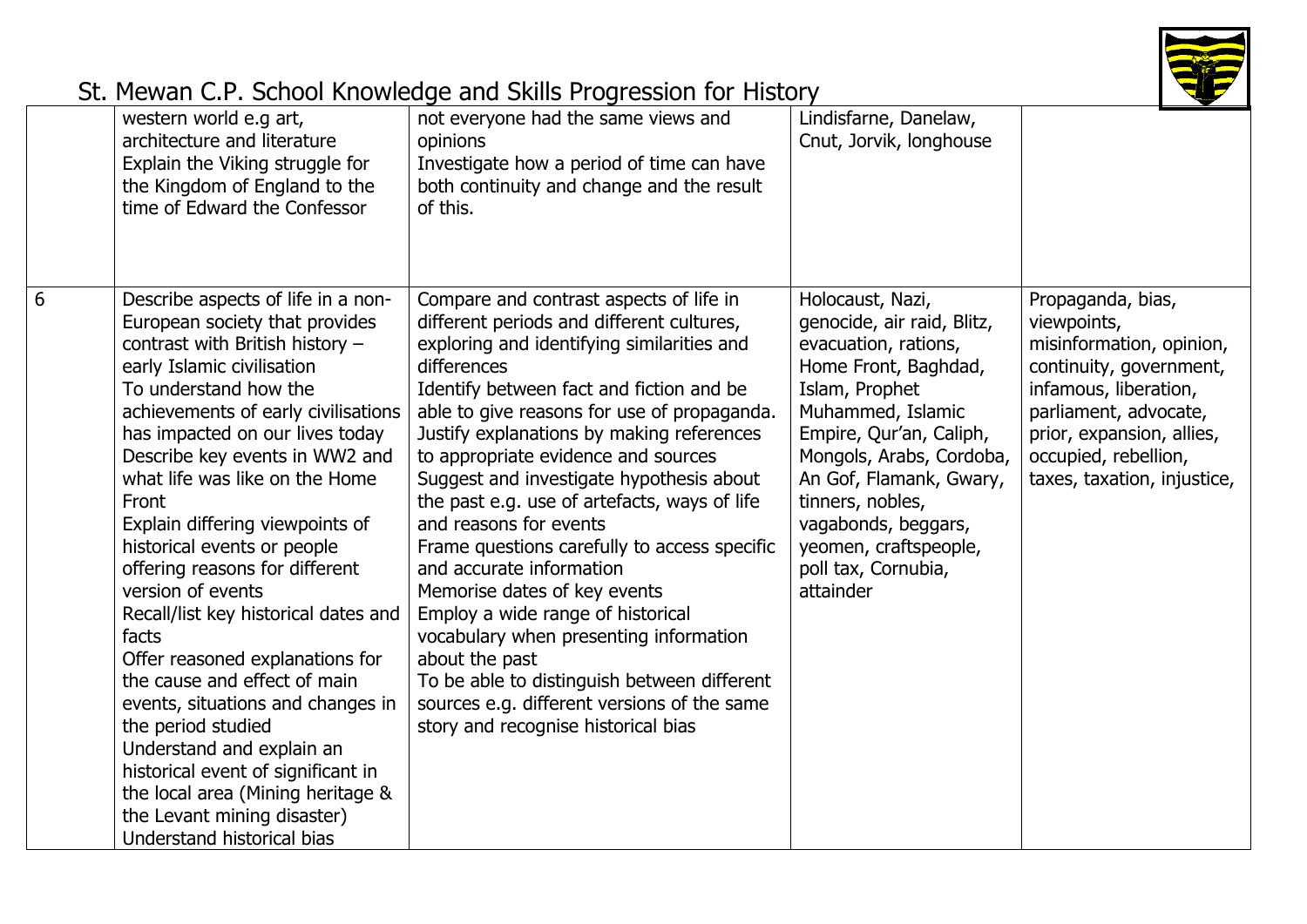| | | | | |
|---|---|---|---|---|
| | western world e.g art, architecture and literature<br>Explain the Viking struggle for the Kingdom of England to the time of Edward the Confessor | not everyone had the same views and opinions<br>Investigate how a period of time can have both continuity and change and the result of this. | Lindisfarne, Danelaw, Cnut, Jorvik, longhouse | |
| 6 | Describe aspects of life in a non-European society that provides contrast with British history – early Islamic civilisation<br>To understand how the achievements of early civilisations has impacted on our lives today<br>Describe key events in WW2 and what life was like on the Home Front<br>Explain differing viewpoints of historical events or people offering reasons for different version of events<br>Recall/list key historical dates and facts<br>Offer reasoned explanations for the cause and effect of main events, situations and changes in the period studied<br>Understand and explain an historical event of significant in the local area (Mining heritage & the Levant mining disaster)<br>Understand historical bias | Compare and contrast aspects of life in different periods and different cultures, exploring and identifying similarities and differences<br>Identify between fact and fiction and be able to give reasons for use of propaganda.<br>Justify explanations by making references to appropriate evidence and sources<br>Suggest and investigate hypothesis about the past e.g. use of artefacts, ways of life and reasons for events<br>Frame questions carefully to access specific and accurate information<br>Memorise dates of key events<br>Employ a wide range of historical vocabulary when presenting information about the past<br>To be able to distinguish between different sources e.g. different versions of the same story and recognise historical bias | Holocaust, Nazi, genocide, air raid, Blitz, evacuation, rations, Home Front, Baghdad, Islam, Prophet Muhammed, Islamic Empire, Qur'an, Caliph, Mongols, Arabs, Cordoba, An Gof, Flamank, Gwary, tinners, nobles, vagabonds, beggars, yeomen, craftspeople, poll tax, Cornubia, attainder | Propaganda, bias, viewpoints, misinformation, opinion, continuity, government, infamous, liberation, parliament, advocate, prior, expansion, allies, occupied, rebellion, taxes, taxation, injustice, |